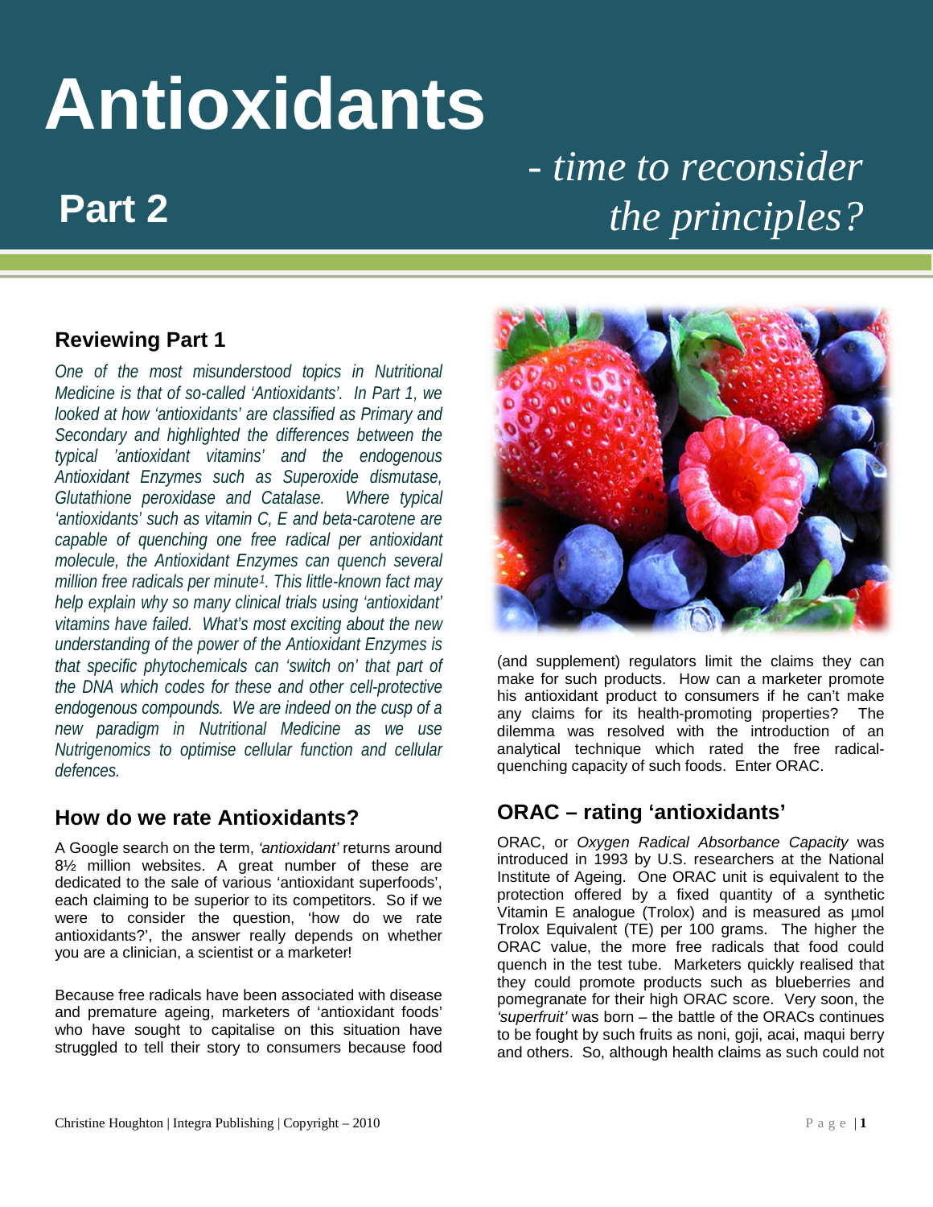# Antioxidants

## Part 2

## - *time to reconsider the principles?*

### Reviewing Part 1

*One of the most misunderstood topics in Nutritional Medicine is that of so-called 'Antioxidants'. In Part 1, we looked at how 'antioxidants' are classified as Primary and Secondary and highlighted the differences between the typical 'antioxidant vitamins' and the endogenous Antioxidant Enzymes such as Superoxide dismutase, Glutathione peroxidase and Catalase. Where typical 'antioxidants' such as vitamin C, E and beta-carotene are capable of quenching one free radical per antioxidant molecule, the Antioxidant Enzymes can quench several million free radicals per minute[1]. This little-known fact may help explain why so many clinical trials using 'antioxidant' vitamins have failed. What's most exciting about the new understanding of the power of the Antioxidant Enzymes is that specific phytochemicals can 'switch on' that part of the DNA which codes for these and other cell-protective endogenous compounds. We are indeed on the cusp of a new paradigm in Nutritional Medicine as we use Nutrigenomics to optimise cellular function and cellular defences.*

### How do we rate Antioxidants?

A Google search on the term, *'antioxidant'* returns around 8½ million websites. A great number of these are dedicated to the sale of various 'antioxidant superfoods', each claiming to be superior to its competitors. So if we were to consider the question, 'how do we rate antioxidants?', the answer really depends on whether you are a clinician, a scientist or a marketer!

Because free radicals have been associated with disease and premature ageing, marketers of 'antioxidant foods' who have sought to capitalise on this situation have struggled to tell their story to consumers because food (and supplement) regulators limit the claims they can make for such products. How can a marketer promote his antioxidant product to consumers if he can't make any claims for its health-promoting properties? The dilemma was resolved with the introduction of an analytical technique which rated the free radical-quenching capacity of such foods. Enter ORAC.

### ORAC – rating 'antioxidants'

ORAC, or *Oxygen Radical Absorbance Capacity* was introduced in 1993 by U.S. researchers at the National Institute of Ageing. One ORAC unit is equivalent to the protection offered by a fixed quantity of a synthetic Vitamin E analogue (Trolox) and is measured as µmol Trolox Equivalent (TE) per 100 grams. The higher the ORAC value, the more free radicals that food could quench in the test tube. Marketers quickly realised that they could promote products such as blueberries and pomegranate for their high ORAC score. Very soon, the *'superfruit'* was born – the battle of the ORACs continues to be fought by such fruits as noni, goji, acai, maqui berry and others. So, although health claims as such could not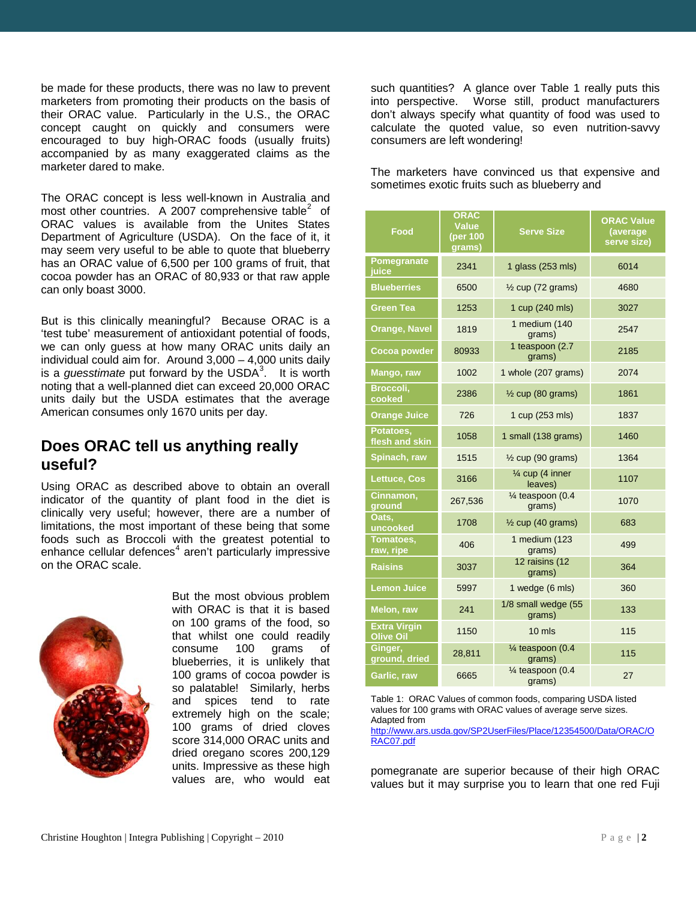be made for these products, there was no law to prevent marketers from promoting their products on the basis of their ORAC value. Particularly in the U.S., the ORAC concept caught on quickly and consumers were encouraged to buy high-ORAC foods (usually fruits) accompanied by as many exaggerated claims as the marketer dared to make.

The ORAC concept is less well-known in Australia and most other countries. A 2007 comprehensive table[2] of ORAC values is available from the Unites States Department of Agriculture (USDA). On the face of it, it may seem very useful to be able to quote that blueberry has an ORAC value of 6,500 per 100 grams of fruit, that cocoa powder has an ORAC of 80,933 or that raw apple can only boast 3000.

But is this clinically meaningful? Because ORAC is a 'test tube' measurement of antioxidant potential of foods, we can only guess at how many ORAC units daily an individual could aim for. Around 3,000 – 4,000 units daily is a *guesstimate* put forward by the USDA[3]. It is worth noting that a well-planned diet can exceed 20,000 ORAC units daily but the USDA estimates that the average American consumes only 1670 units per day.

## Does ORAC tell us anything really useful?

Using ORAC as described above to obtain an overall indicator of the quantity of plant food in the diet is clinically very useful; however, there are a number of limitations, the most important of these being that some foods such as Broccoli with the greatest potential to enhance cellular defences[4] aren't particularly impressive on the ORAC scale.

But the most obvious problem with ORAC is that it is based on 100 grams of the food, so that whilst one could readily consume 100 grams of blueberries, it is unlikely that 100 grams of cocoa powder is so palatable! Similarly, herbs and spices tend to rate extremely high on the scale; 100 grams of dried cloves score 314,000 ORAC units and dried oregano scores 200,129 units. Impressive as these high values are, who would eat such quantities? A glance over Table 1 really puts this into perspective. Worse still, product manufacturers don't always specify what quantity of food was used to calculate the quoted value, so even nutrition-savvy consumers are left wondering!

The marketers have convinced us that expensive and sometimes exotic fruits such as blueberry and pomegranate are superior because of their high ORAC values but it may surprise you to learn that one red Fuji

| Food | ORAC Value (per 100 grams) | Serve Size | ORAC Value (average serve size) |
|---|---|---|---|
| Pomegranate juice | 2341 | 1 glass (253 mls) | 6014 |
| Blueberries | 6500 | ½ cup (72 grams) | 4680 |
| Green Tea | 1253 | 1 cup (240 mls) | 3027 |
| Orange, Navel | 1819 | 1 medium (140 grams) | 2547 |
| Cocoa powder | 80933 | 1 teaspoon (2.7 grams) | 2185 |
| Mango, raw | 1002 | 1 whole (207 grams) | 2074 |
| Broccoli, cooked | 2386 | ½ cup (80 grams) | 1861 |
| Orange Juice | 726 | 1 cup (253 mls) | 1837 |
| Potatoes, flesh and skin | 1058 | 1 small (138 grams) | 1460 |
| Spinach, raw | 1515 | ½ cup (90 grams) | 1364 |
| Lettuce, Cos | 3166 | ¼ cup (4 inner leaves) | 1107 |
| Cinnamon, ground | 267,536 | ¼ teaspoon (0.4 grams) | 1070 |
| Oats, uncooked | 1708 | ½ cup (40 grams) | 683 |
| Tomatoes, raw, ripe | 406 | 1 medium (123 grams) | 499 |
| Raisins | 3037 | 12 raisins (12 grams) | 364 |
| Lemon Juice | 5997 | 1 wedge (6 mls) | 360 |
| Melon, raw | 241 | 1/8 small wedge (55 grams) | 133 |
| Extra Virgin Olive Oil | 1150 | 10 mls | 115 |
| Ginger, ground, dried | 28,811 | ¼ teaspoon (0.4 grams) | 115 |
| Garlic, raw | 6665 | ¼ teaspoon (0.4 grams) | 27 |

Table 1: ORAC Values of common foods, comparing USDA listed values for 100 grams with ORAC values of average serve sizes. Adapted from http://www.ars.usda.gov/SP2UserFiles/Place/12354500/Data/ORAC/ORAC07.pdf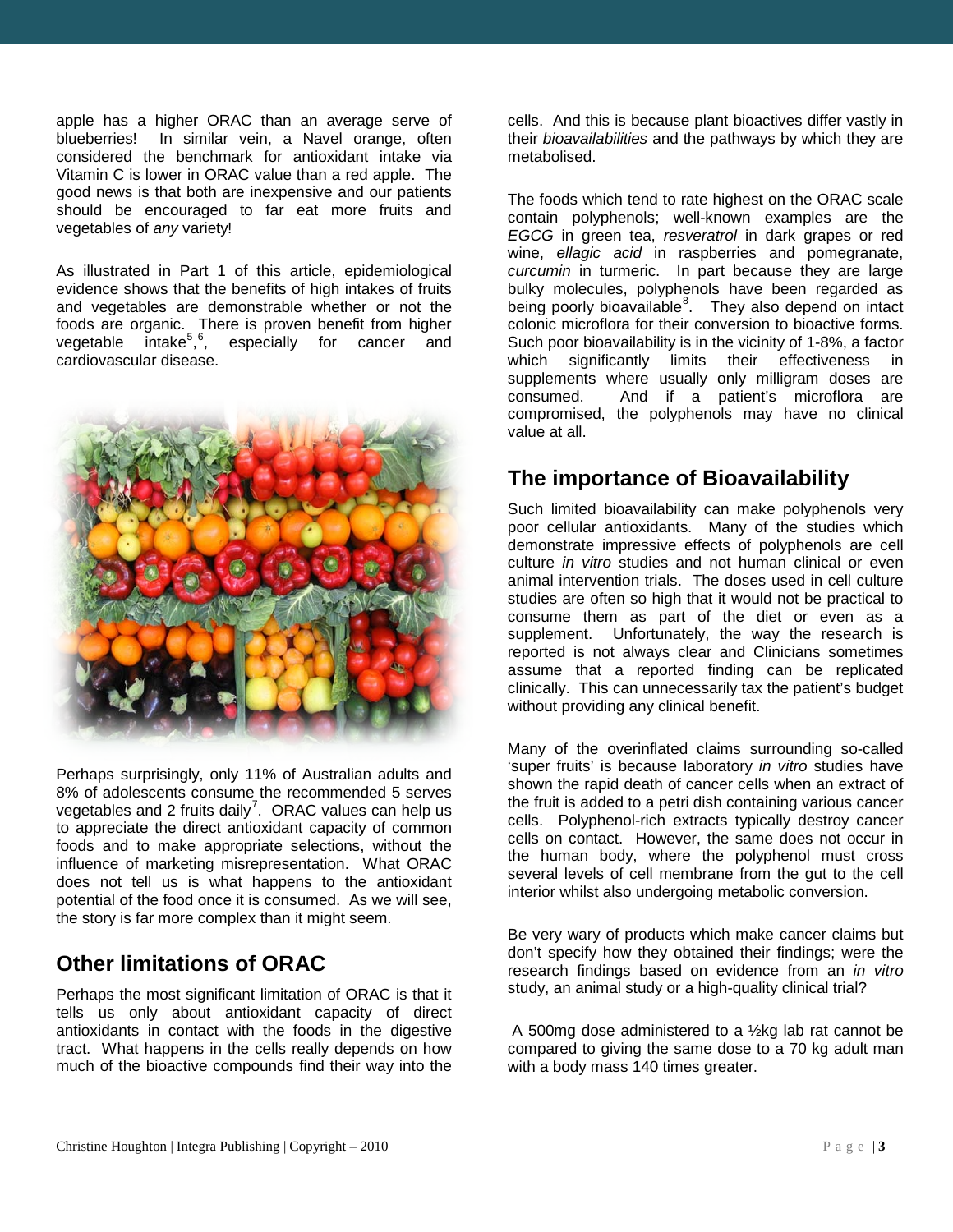apple has a higher ORAC than an average serve of blueberries! In similar vein, a Navel orange, often considered the benchmark for antioxidant intake via Vitamin C is lower in ORAC value than a red apple. The good news is that both are inexpensive and our patients should be encouraged to far eat more fruits and vegetables of *any* variety!

As illustrated in Part 1 of this article, epidemiological evidence shows that the benefits of high intakes of fruits and vegetables are demonstrable whether or not the foods are organic. There is proven benefit from higher vegetable intake[5],[6], especially for cancer and cardiovascular disease.

Perhaps surprisingly, only 11% of Australian adults and 8% of adolescents consume the recommended 5 serves vegetables and 2 fruits daily[7]. ORAC values can help us to appreciate the direct antioxidant capacity of common foods and to make appropriate selections, without the influence of marketing misrepresentation. What ORAC does not tell us is what happens to the antioxidant potential of the food once it is consumed. As we will see, the story is far more complex than it might seem.

## Other limitations of ORAC

Perhaps the most significant limitation of ORAC is that it tells us only about antioxidant capacity of direct antioxidants in contact with the foods in the digestive tract. What happens in the cells really depends on how much of the bioactive compounds find their way into the cells. And this is because plant bioactives differ vastly in their *bioavailabilities* and the pathways by which they are metabolised.

The foods which tend to rate highest on the ORAC scale contain polyphenols; well-known examples are the *EGCG* in green tea, *resveratrol* in dark grapes or red wine, *ellagic acid* in raspberries and pomegranate, *curcumin* in turmeric. In part because they are large bulky molecules, polyphenols have been regarded as being poorly bioavailable[8]. They also depend on intact colonic microflora for their conversion to bioactive forms. Such poor bioavailability is in the vicinity of 1-8%, a factor which significantly limits their effectiveness in supplements where usually only milligram doses are consumed. And if a patient's microflora are compromised, the polyphenols may have no clinical value at all.

## The importance of Bioavailability

Such limited bioavailability can make polyphenols very poor cellular antioxidants. Many of the studies which demonstrate impressive effects of polyphenols are cell culture *in vitro* studies and not human clinical or even animal intervention trials. The doses used in cell culture studies are often so high that it would not be practical to consume them as part of the diet or even as a supplement. Unfortunately, the way the research is reported is not always clear and Clinicians sometimes assume that a reported finding can be replicated clinically. This can unnecessarily tax the patient's budget without providing any clinical benefit.

Many of the overinflated claims surrounding so-called 'super fruits' is because laboratory *in vitro* studies have shown the rapid death of cancer cells when an extract of the fruit is added to a petri dish containing various cancer cells. Polyphenol-rich extracts typically destroy cancer cells on contact. However, the same does not occur in the human body, where the polyphenol must cross several levels of cell membrane from the gut to the cell interior whilst also undergoing metabolic conversion.

Be very wary of products which make cancer claims but don't specify how they obtained their findings; were the research findings based on evidence from an *in vitro* study, an animal study or a high-quality clinical trial?

A 500mg dose administered to a ½kg lab rat cannot be compared to giving the same dose to a 70 kg adult man with a body mass 140 times greater.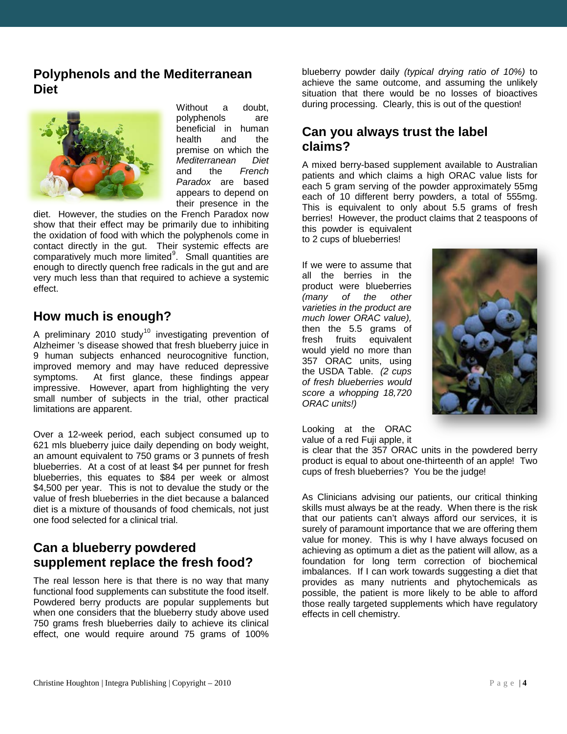## Polyphenols and the Mediterranean Diet

Without a doubt, polyphenols are beneficial in human health and the premise on which the *Mediterranean Diet* and the *French Paradox* are based appears to depend on their presence in the diet. However, the studies on the French Paradox now show that their effect may be primarily due to inhibiting the oxidation of food with which the polyphenols come in contact directly in the gut. Their systemic effects are comparatively much more limited[9]. Small quantities are enough to directly quench free radicals in the gut and are very much less than that required to achieve a systemic effect.

## How much is enough?

A preliminary 2010 study[10] investigating prevention of Alzheimer 's disease showed that fresh blueberry juice in 9 human subjects enhanced neurocognitive function, improved memory and may have reduced depressive symptoms. At first glance, these findings appear impressive. However, apart from highlighting the very small number of subjects in the trial, other practical limitations are apparent.

Over a 12-week period, each subject consumed up to 621 mls blueberry juice daily depending on body weight, an amount equivalent to 750 grams or 3 punnets of fresh blueberries. At a cost of at least $4 per punnet for fresh blueberries, this equates to $84 per week or almost $4,500 per year. This is not to devalue the study or the value of fresh blueberries in the diet because a balanced diet is a mixture of thousands of food chemicals, not just one food selected for a clinical trial.

## Can a blueberry powdered supplement replace the fresh food?

The real lesson here is that there is no way that many functional food supplements can substitute the food itself. Powdered berry products are popular supplements but when one considers that the blueberry study above used 750 grams fresh blueberries daily to achieve its clinical effect, one would require around 75 grams of 100% blueberry powder daily *(typical drying ratio of 10%)* to achieve the same outcome, and assuming the unlikely situation that there would be no losses of bioactives during processing. Clearly, this is out of the question!

## Can you always trust the label claims?

A mixed berry-based supplement available to Australian patients and which claims a high ORAC value lists for each 5 gram serving of the powder approximately 55mg each of 10 different berry powders, a total of 555mg. This is equivalent to only about 5.5 grams of fresh berries! However, the product claims that 2 teaspoons of this powder is equivalent to 2 cups of blueberries!

If we were to assume that all the berries in the product were blueberries *(many of the other varieties in the product are much lower ORAC value),* then the 5.5 grams of fresh fruits equivalent would yield no more than 357 ORAC units, using the USDA Table. *(2 cups of fresh blueberries would score a whopping 18,720 ORAC units!)*

Looking at the ORAC value of a red Fuji apple, it is clear that the 357 ORAC units in the powdered berry product is equal to about one-thirteenth of an apple! Two cups of fresh blueberries? You be the judge!

As Clinicians advising our patients, our critical thinking skills must always be at the ready. When there is the risk that our patients can't always afford our services, it is surely of paramount importance that we are offering them value for money. This is why I have always focused on achieving as optimum a diet as the patient will allow, as a foundation for long term correction of biochemical imbalances. If I can work towards suggesting a diet that provides as many nutrients and phytochemicals as possible, the patient is more likely to be able to afford those really targeted supplements which have regulatory effects in cell chemistry.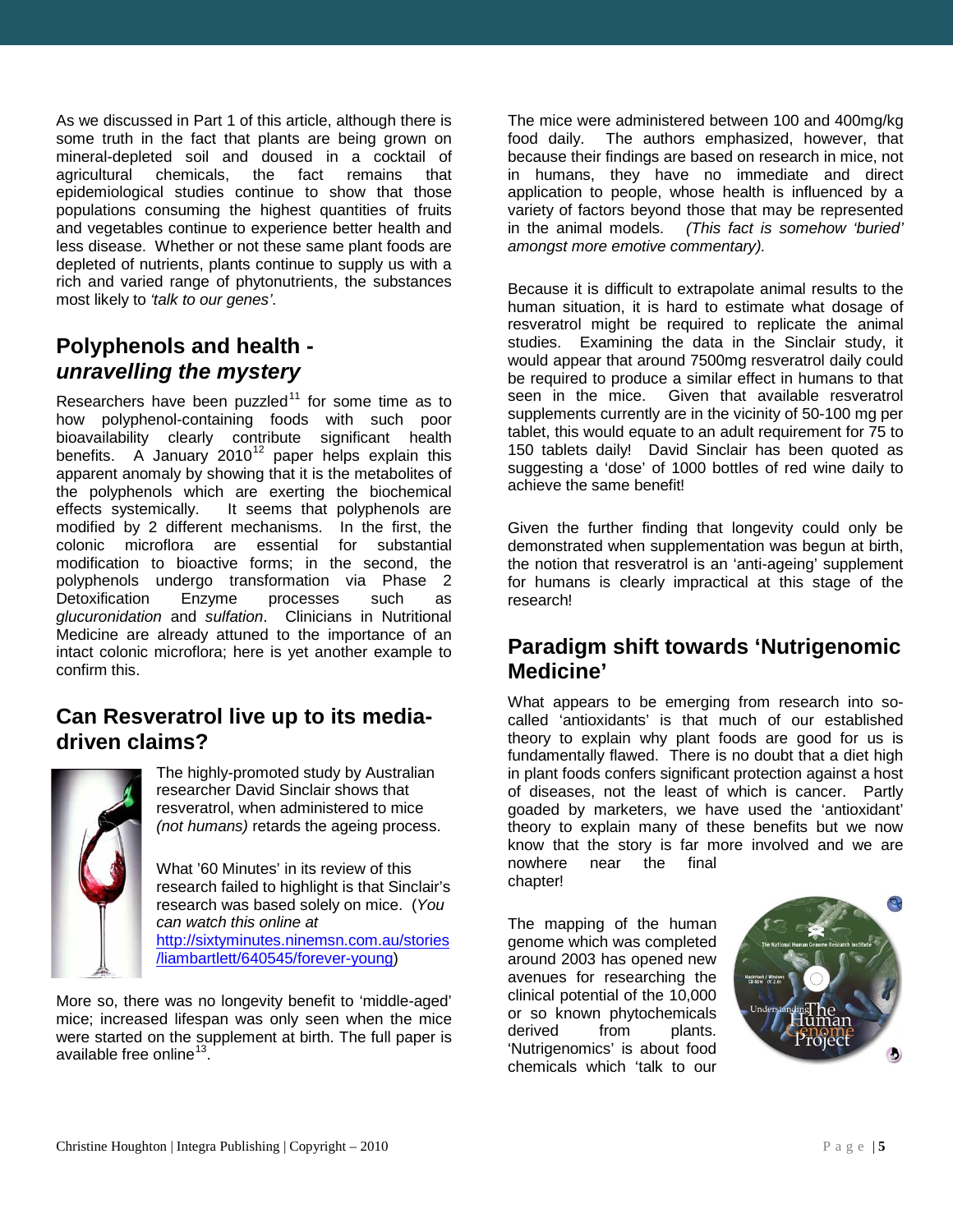As we discussed in Part 1 of this article, although there is some truth in the fact that plants are being grown on mineral-depleted soil and doused in a cocktail of agricultural chemicals, the fact remains that epidemiological studies continue to show that those populations consuming the highest quantities of fruits and vegetables continue to experience better health and less disease. Whether or not these same plant foods are depleted of nutrients, plants continue to supply us with a rich and varied range of phytonutrients, the substances most likely to *'talk to our genes'*.

## Polyphenols and health - *unravelling the mystery*

Researchers have been puzzled[11] for some time as to how polyphenol-containing foods with such poor bioavailability clearly contribute significant health benefits. A January 2010[12] paper helps explain this apparent anomaly by showing that it is the metabolites of the polyphenols which are exerting the biochemical effects systemically. It seems that polyphenols are modified by 2 different mechanisms. In the first, the colonic microflora are essential for substantial modification to bioactive forms; in the second, the polyphenols undergo transformation via Phase 2 Detoxification Enzyme processes such as *glucuronidation* and *sulfation*. Clinicians in Nutritional Medicine are already attuned to the importance of an intact colonic microflora; here is yet another example to confirm this.

## Can Resveratrol live up to its media-driven claims?

The highly-promoted study by Australian researcher David Sinclair shows that resveratrol, when administered to mice *(not humans)* retards the ageing process.

What '60 Minutes' in its review of this research failed to highlight is that Sinclair's research was based solely on mice. (*You can watch this online at* http://sixtyminutes.ninemsn.com.au/stories/liambartlett/640545/forever-young)

More so, there was no longevity benefit to 'middle-aged' mice; increased lifespan was only seen when the mice were started on the supplement at birth. The full paper is available free online[13].

The mice were administered between 100 and 400mg/kg food daily. The authors emphasized, however, that because their findings are based on research in mice, not in humans, they have no immediate and direct application to people, whose health is influenced by a variety of factors beyond those that may be represented in the animal models. *(This fact is somehow 'buried' amongst more emotive commentary).*

Because it is difficult to extrapolate animal results to the human situation, it is hard to estimate what dosage of resveratrol might be required to replicate the animal studies. Examining the data in the Sinclair study, it would appear that around 7500mg resveratrol daily could be required to produce a similar effect in humans to that seen in the mice. Given that available resveratrol supplements currently are in the vicinity of 50-100 mg per tablet, this would equate to an adult requirement for 75 to 150 tablets daily! David Sinclair has been quoted as suggesting a 'dose' of 1000 bottles of red wine daily to achieve the same benefit!

Given the further finding that longevity could only be demonstrated when supplementation was begun at birth, the notion that resveratrol is an 'anti-ageing' supplement for humans is clearly impractical at this stage of the research!

## Paradigm shift towards 'Nutrigenomic Medicine'

What appears to be emerging from research into so-called 'antioxidants' is that much of our established theory to explain why plant foods are good for us is fundamentally flawed. There is no doubt that a diet high in plant foods confers significant protection against a host of diseases, not the least of which is cancer. Partly goaded by marketers, we have used the 'antioxidant' theory to explain many of these benefits but we now know that the story is far more involved and we are nowhere near the final chapter!

The mapping of the human genome which was completed around 2003 has opened new avenues for researching the clinical potential of the 10,000 or so known phytochemicals derived from plants. 'Nutrigenomics' is about food chemicals which 'talk to our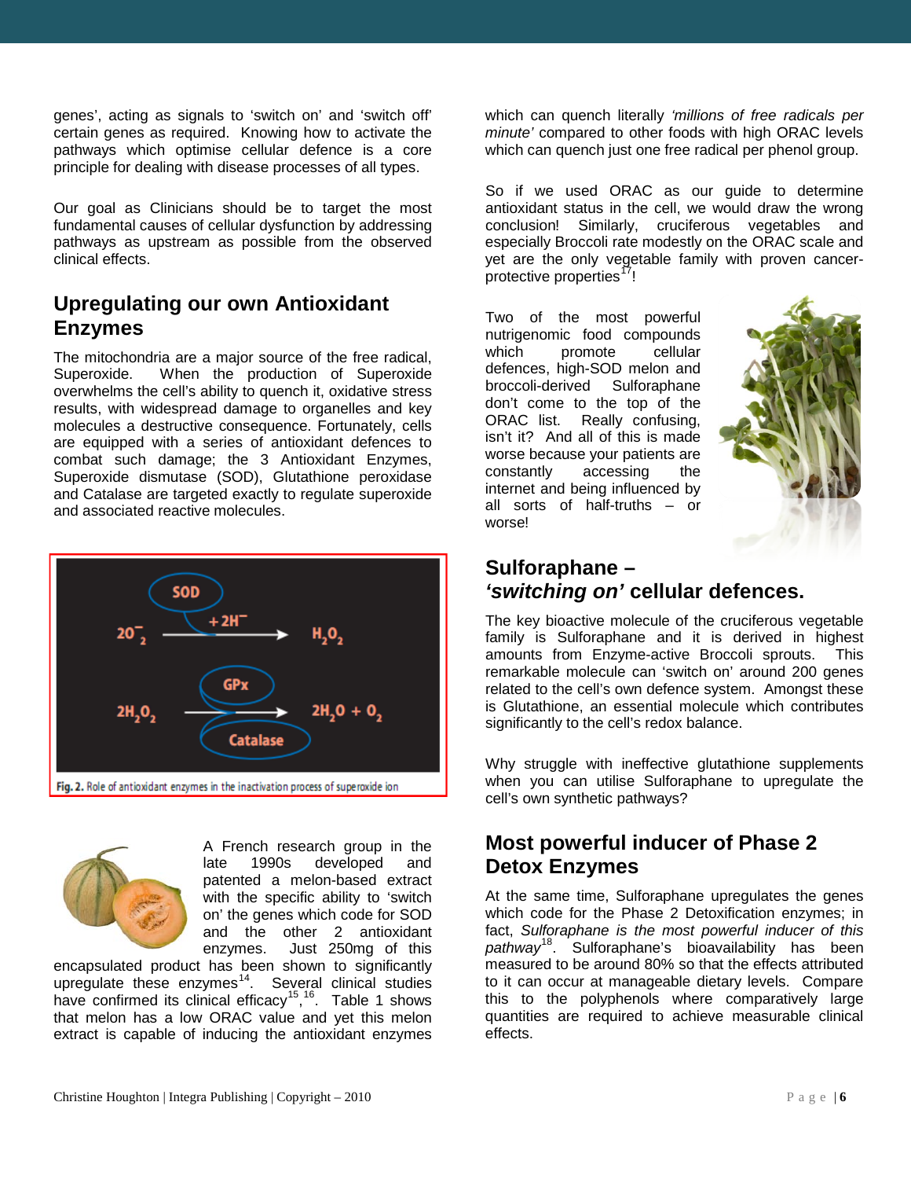genes', acting as signals to 'switch on' and 'switch off' certain genes as required. Knowing how to activate the pathways which optimise cellular defence is a core principle for dealing with disease processes of all types.

Our goal as Clinicians should be to target the most fundamental causes of cellular dysfunction by addressing pathways as upstream as possible from the observed clinical effects.

## Upregulating our own Antioxidant Enzymes

The mitochondria are a major source of the free radical, Superoxide. When the production of Superoxide overwhelms the cell's ability to quench it, oxidative stress results, with widespread damage to organelles and key molecules a destructive consequence. Fortunately, cells are equipped with a series of antioxidant defences to combat such damage; the 3 Antioxidant Enzymes, Superoxide dismutase (SOD), Glutathione peroxidase and Catalase are targeted exactly to regulate superoxide and associated reactive molecules.

$$2O_2^- \xrightarrow[\text{SOD}]{+2H^-} H_2O_2$$

$$2H_2O_2 \xrightarrow[\text{GPx / Catalase}]{} 2H_2O + O_2$$

**Fig. 2.** Role of antioxidant enzymes in the inactivation process of superoxide ion

A French research group in the late 1990s developed and patented a melon-based extract with the specific ability to 'switch on' the genes which code for SOD and the other 2 antioxidant enzymes. Just 250mg of this encapsulated product has been shown to significantly upregulate these enzymes[14]. Several clinical studies have confirmed its clinical efficacy[15,16]. Table 1 shows that melon has a low ORAC value and yet this melon extract is capable of inducing the antioxidant enzymes which can quench literally *'millions of free radicals per minute'* compared to other foods with high ORAC levels which can quench just one free radical per phenol group.

So if we used ORAC as our guide to determine antioxidant status in the cell, we would draw the wrong conclusion! Similarly, cruciferous vegetables and especially Broccoli rate modestly on the ORAC scale and yet are the only vegetable family with proven cancer-protective properties[17]!

Two of the most powerful nutrigenomic food compounds which promote cellular defences, high-SOD melon and broccoli-derived Sulforaphane don't come to the top of the ORAC list. Really confusing, isn't it? And all of this is made worse because your patients are constantly accessing the internet and being influenced by all sorts of half-truths – or worse!

## Sulforaphane – *'switching on'* cellular defences.

The key bioactive molecule of the cruciferous vegetable family is Sulforaphane and it is derived in highest amounts from Enzyme-active Broccoli sprouts. This remarkable molecule can 'switch on' around 200 genes related to the cell's own defence system. Amongst these is Glutathione, an essential molecule which contributes significantly to the cell's redox balance.

Why struggle with ineffective glutathione supplements when you can utilise Sulforaphane to upregulate the cell's own synthetic pathways?

## Most powerful inducer of Phase 2 Detox Enzymes

At the same time, Sulforaphane upregulates the genes which code for the Phase 2 Detoxification enzymes; in fact, *Sulforaphane is the most powerful inducer of this pathway*[18]. Sulforaphane's bioavailability has been measured to be around 80% so that the effects attributed to it can occur at manageable dietary levels. Compare this to the polyphenols where comparatively large quantities are required to achieve measurable clinical effects.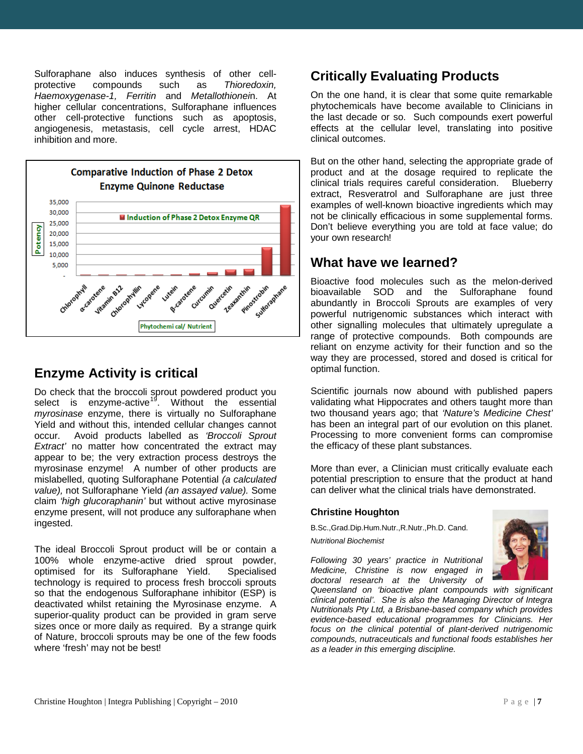Sulforaphane also induces synthesis of other cell-protective compounds such as *Thioredoxin, Haemoxygenase-1, Ferritin* and *Metallothionein*. At higher cellular concentrations, Sulforaphane influences other cell-protective functions such as apoptosis, angiogenesis, metastasis, cell cycle arrest, HDAC inhibition and more.

**Comparative Induction of Phase 2 Detox Enzyme Quinone Reductase**

## Enzyme Activity is critical

Do check that the broccoli sprout powdered product you select is enzyme-active[19]. Without the essential *myrosinase* enzyme, there is virtually no Sulforaphane Yield and without this, intended cellular changes cannot occur. Avoid products labelled as *'Broccoli Sprout Extract'* no matter how concentrated the extract may appear to be; the very extraction process destroys the myrosinase enzyme! A number of other products are mislabelled, quoting Sulforaphane Potential *(a calculated value),* not Sulforaphane Yield *(an assayed value).* Some claim *'high glucoraphanin'* but without active myrosinase enzyme present, will not produce any sulforaphane when ingested.

The ideal Broccoli Sprout product will be or contain a 100% whole enzyme-active dried sprout powder, optimised for its Sulforaphane Yield. Specialised technology is required to process fresh broccoli sprouts so that the endogenous Sulforaphane inhibitor (ESP) is deactivated whilst retaining the Myrosinase enzyme. A superior-quality product can be provided in gram serve sizes once or more daily as required. By a strange quirk of Nature, broccoli sprouts may be one of the few foods where 'fresh' may not be best!

## Critically Evaluating Products

On the one hand, it is clear that some quite remarkable phytochemicals have become available to Clinicians in the last decade or so. Such compounds exert powerful effects at the cellular level, translating into positive clinical outcomes.

But on the other hand, selecting the appropriate grade of product and at the dosage required to replicate the clinical trials requires careful consideration. Blueberry extract, Resveratrol and Sulforaphane are just three examples of well-known bioactive ingredients which may not be clinically efficacious in some supplemental forms. Don't believe everything you are told at face value; do your own research!

## What have we learned?

Bioactive food molecules such as the melon-derived bioavailable SOD and the Sulforaphane found abundantly in Broccoli Sprouts are examples of very powerful nutrigenomic substances which interact with other signalling molecules that ultimately upregulate a range of protective compounds. Both compounds are reliant on enzyme activity for their function and so the way they are processed, stored and dosed is critical for optimal function.

Scientific journals now abound with published papers validating what Hippocrates and others taught more than two thousand years ago; that *'Nature's Medicine Chest'* has been an integral part of our evolution on this planet. Processing to more convenient forms can compromise the efficacy of these plant substances.

More than ever, a Clinician must critically evaluate each potential prescription to ensure that the product at hand can deliver what the clinical trials have demonstrated.

**Christine Houghton**

B.Sc.,Grad.Dip.Hum.Nutr.,R.Nutr.,Ph.D. Cand.

*Nutritional Biochemist*

*Following 30 years' practice in Nutritional Medicine, Christine is now engaged in doctoral research at the University of Queensland on 'bioactive plant compounds with significant clinical potential'. She is also the Managing Director of Integra Nutritionals Pty Ltd, a Brisbane-based company which provides evidence-based educational programmes for Clinicians. Her focus on the clinical potential of plant-derived nutrigenomic compounds, nutraceuticals and functional foods establishes her as a leader in this emerging discipline.*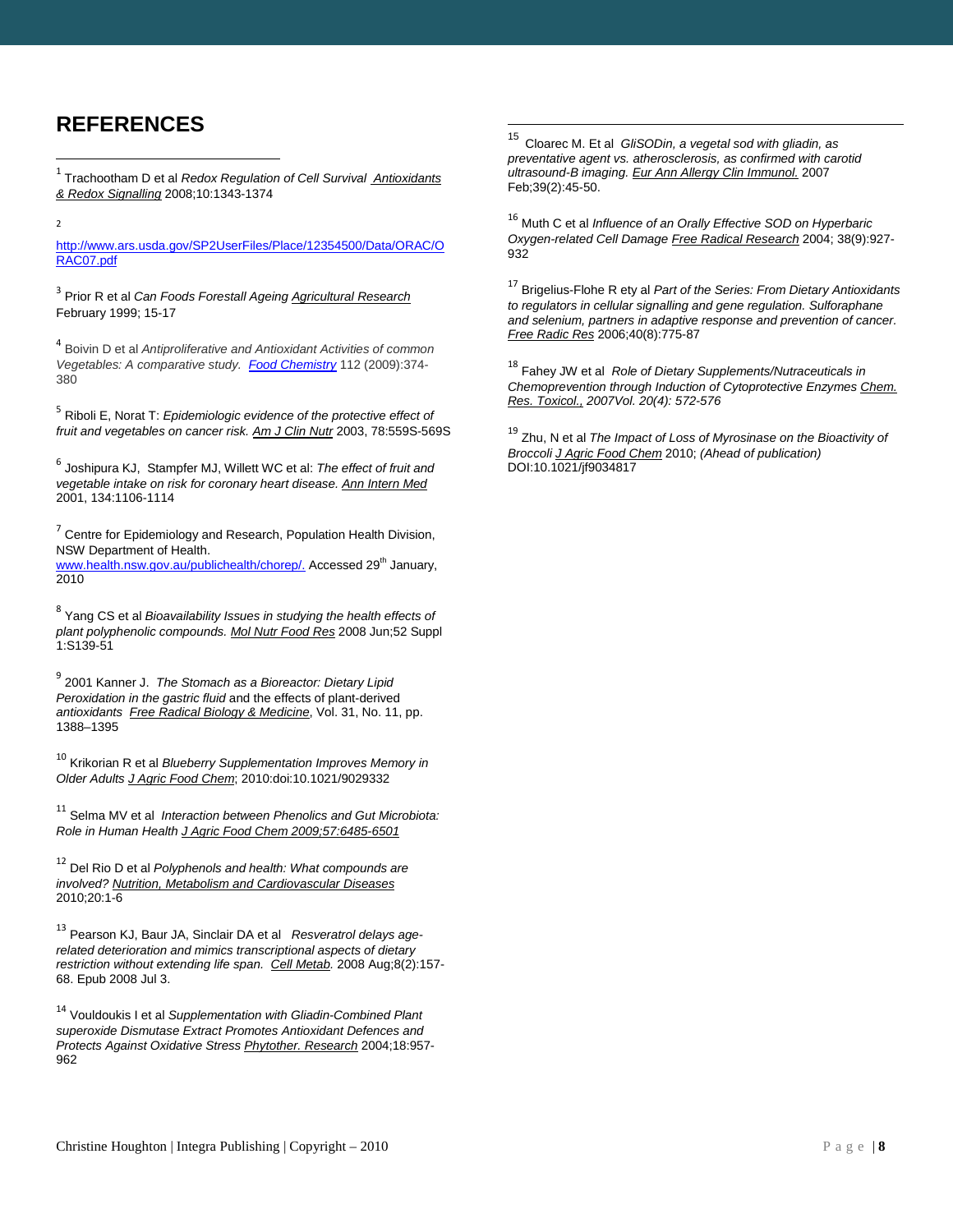## REFERENCES

[1] Trachootham D et al *Redox Regulation of Cell Survival* Antioxidants & Redox Signalling 2008;10:1343-1374

[2] http://www.ars.usda.gov/SP2UserFiles/Place/12354500/Data/ORAC/ORAC07.pdf

[3] Prior R et al *Can Foods Forestall Ageing* Agricultural Research February 1999; 15-17

[4] Boivin D et al *Antiproliferative and Antioxidant Activities of common Vegetables: A comparative study.* Food Chemistry 112 (2009):374-380

[5] Riboli E, Norat T: *Epidemiologic evidence of the protective effect of fruit and vegetables on cancer risk.* Am J Clin Nutr 2003, 78:559S-569S

[6] Joshipura KJ, Stampfer MJ, Willett WC et al: *The effect of fruit and vegetable intake on risk for coronary heart disease.* Ann Intern Med 2001, 134:1106-1114

[7] Centre for Epidemiology and Research, Population Health Division, NSW Department of Health. www.health.nsw.gov.au/publichealth/chorep/. Accessed 29th January, 2010

[8] Yang CS et al *Bioavailability Issues in studying the health effects of plant polyphenolic compounds.* Mol Nutr Food Res 2008 Jun;52 Suppl 1:S139-51

[9] 2001 Kanner J. *The Stomach as a Bioreactor: Dietary Lipid Peroxidation in the gastric fluid* and the effects of plant-derived *antioxidants* Free Radical Biology & Medicine, Vol. 31, No. 11, pp. 1388–1395

[10] Krikorian R et al *Blueberry Supplementation Improves Memory in Older Adults* J Agric Food Chem; 2010:doi:10.1021/9029332

[11] Selma MV et al *Interaction between Phenolics and Gut Microbiota: Role in Human Health* J Agric Food Chem 2009;57:6485-6501

[12] Del Rio D et al *Polyphenols and health: What compounds are involved?* Nutrition, Metabolism and Cardiovascular Diseases 2010;20:1-6

[13] Pearson KJ, Baur JA, Sinclair DA et al *Resveratrol delays age-related deterioration and mimics transcriptional aspects of dietary restriction without extending life span.* Cell Metab. 2008 Aug;8(2):157-68. Epub 2008 Jul 3.

[14] Vouldoukis I et al *Supplementation with Gliadin-Combined Plant superoxide Dismutase Extract Promotes Antioxidant Defences and Protects Against Oxidative Stress* Phytother. Research 2004;18:957-962

[15] Cloarec M. Et al *GliSODin, a vegetal sod with gliadin, as preventative agent vs. atherosclerosis, as confirmed with carotid ultrasound-B imaging.* Eur Ann Allergy Clin Immunol. 2007 Feb;39(2):45-50.

[16] Muth C et al *Influence of an Orally Effective SOD on Hyperbaric Oxygen-related Cell Damage* Free Radical Research 2004; 38(9):927-932

[17] Brigelius-Flohe R ety al *Part of the Series: From Dietary Antioxidants to regulators in cellular signalling and gene regulation. Sulforaphane and selenium, partners in adaptive response and prevention of cancer.* Free Radic Res 2006;40(8):775-87

[18] Fahey JW et al *Role of Dietary Supplements/Nutraceuticals in Chemoprevention through Induction of Cytoprotective Enzymes* Chem. Res. Toxicol., *2007Vol. 20(4): 572-576*

[19] Zhu, N et al *The Impact of Loss of Myrosinase on the Bioactivity of Broccoli* J Agric Food Chem 2010; *(Ahead of publication)* DOI:10.1021/jf9034817